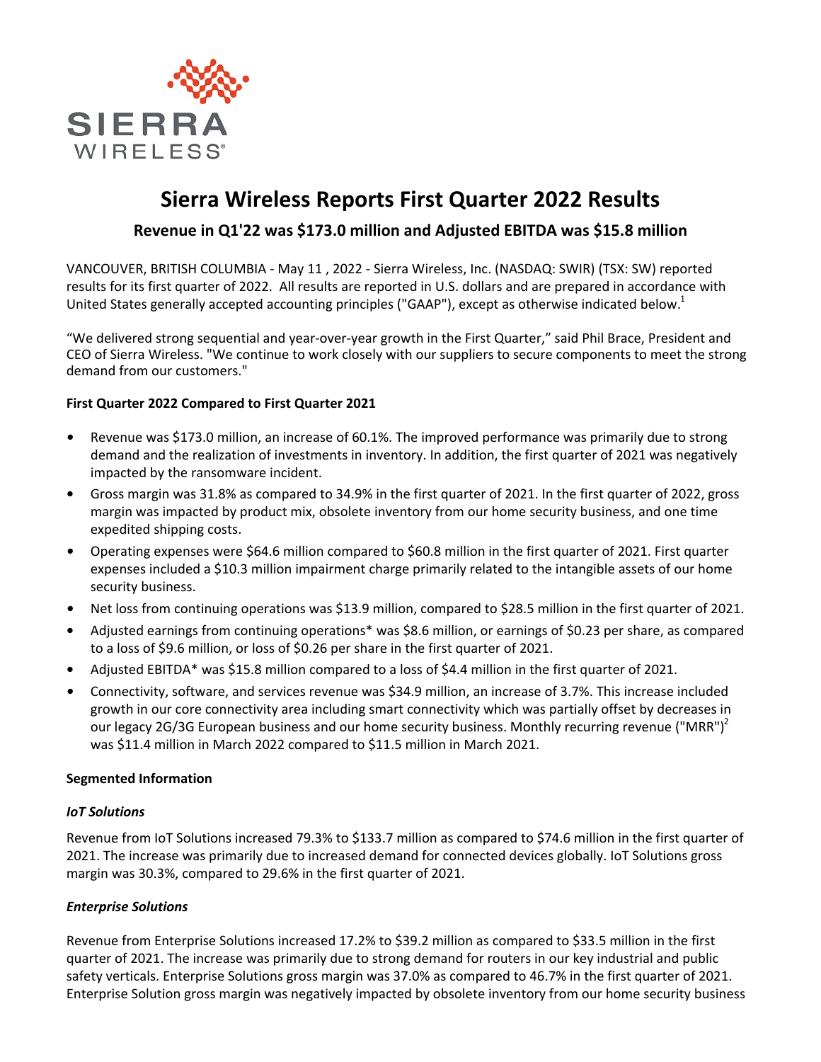# Sierra Wireless Reports First Quarter 2022 Results

## Revenue in Q1'22 was $173.0 million and Adjusted EBITDA was $15.8 million

VANCOUVER, BRITISH COLUMBIA - May 11 , 2022 - Sierra Wireless, Inc. (NASDAQ: SWIR) (TSX: SW) reported results for its first quarter of 2022. All results are reported in U.S. dollars and are prepared in accordance with United States generally accepted accounting principles ("GAAP"), except as otherwise indicated below.[1]

"We delivered strong sequential and year-over-year growth in the First Quarter," said Phil Brace, President and CEO of Sierra Wireless. "We continue to work closely with our suppliers to secure components to meet the strong demand from our customers."

**First Quarter 2022 Compared to First Quarter 2021**

- Revenue was $173.0 million, an increase of 60.1%. The improved performance was primarily due to strong demand and the realization of investments in inventory. In addition, the first quarter of 2021 was negatively impacted by the ransomware incident.
- Gross margin was 31.8% as compared to 34.9% in the first quarter of 2021. In the first quarter of 2022, gross margin was impacted by product mix, obsolete inventory from our home security business, and one time expedited shipping costs.
- Operating expenses were $64.6 million compared to $60.8 million in the first quarter of 2021. First quarter expenses included a $10.3 million impairment charge primarily related to the intangible assets of our home security business.
- Net loss from continuing operations was $13.9 million, compared to $28.5 million in the first quarter of 2021.
- Adjusted earnings from continuing operations* was $8.6 million, or earnings of $0.23 per share, as compared to a loss of $9.6 million, or loss of $0.26 per share in the first quarter of 2021.
- Adjusted EBITDA* was $15.8 million compared to a loss of $4.4 million in the first quarter of 2021.
- Connectivity, software, and services revenue was $34.9 million, an increase of 3.7%. This increase included growth in our core connectivity area including smart connectivity which was partially offset by decreases in our legacy 2G/3G European business and our home security business. Monthly recurring revenue ("MRR")[2] was $11.4 million in March 2022 compared to $11.5 million in March 2021.

**Segmented Information**

***IoT Solutions***

Revenue from IoT Solutions increased 79.3% to $133.7 million as compared to $74.6 million in the first quarter of 2021. The increase was primarily due to increased demand for connected devices globally. IoT Solutions gross margin was 30.3%, compared to 29.6% in the first quarter of 2021.

***Enterprise Solutions***

Revenue from Enterprise Solutions increased 17.2% to $39.2 million as compared to $33.5 million in the first quarter of 2021. The increase was primarily due to strong demand for routers in our key industrial and public safety verticals. Enterprise Solutions gross margin was 37.0% as compared to 46.7% in the first quarter of 2021. Enterprise Solution gross margin was negatively impacted by obsolete inventory from our home security business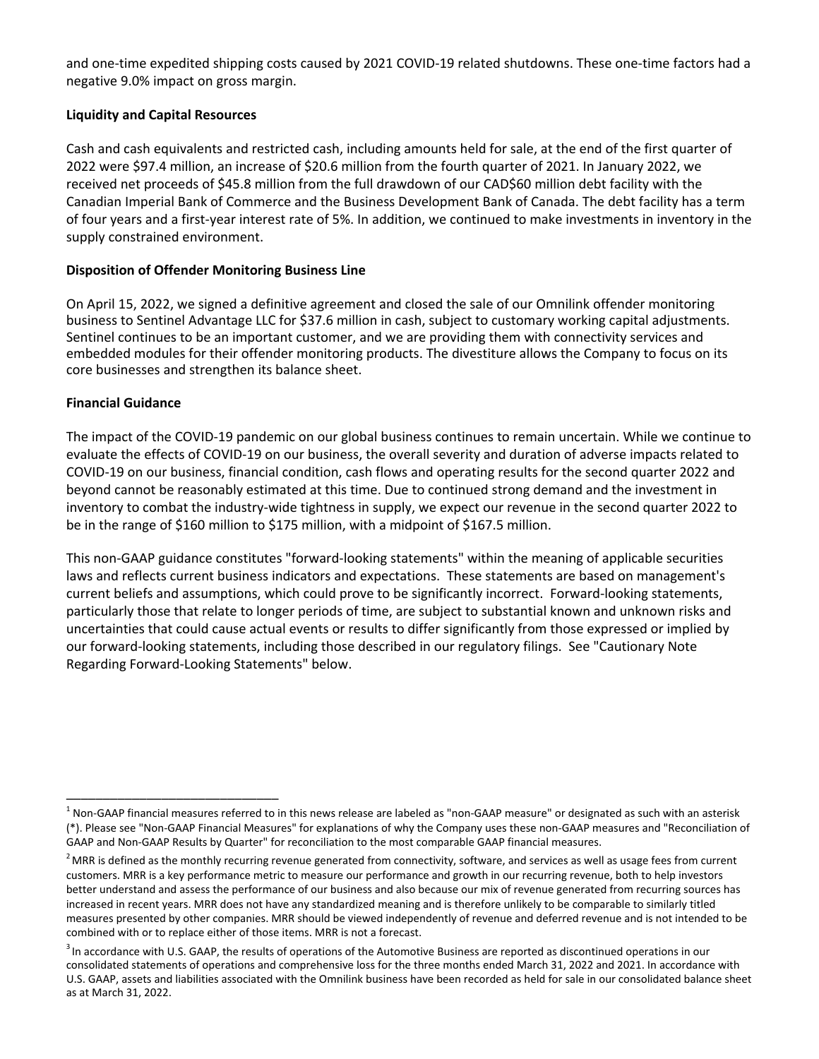and one-time expedited shipping costs caused by 2021 COVID-19 related shutdowns. These one-time factors had a negative 9.0% impact on gross margin.

**Liquidity and Capital Resources**

Cash and cash equivalents and restricted cash, including amounts held for sale, at the end of the first quarter of 2022 were $97.4 million, an increase of $20.6 million from the fourth quarter of 2021. In January 2022, we received net proceeds of $45.8 million from the full drawdown of our CAD$60 million debt facility with the Canadian Imperial Bank of Commerce and the Business Development Bank of Canada. The debt facility has a term of four years and a first-year interest rate of 5%. In addition, we continued to make investments in inventory in the supply constrained environment.

**Disposition of Offender Monitoring Business Line**

On April 15, 2022, we signed a definitive agreement and closed the sale of our Omnilink offender monitoring business to Sentinel Advantage LLC for $37.6 million in cash, subject to customary working capital adjustments. Sentinel continues to be an important customer, and we are providing them with connectivity services and embedded modules for their offender monitoring products. The divestiture allows the Company to focus on its core businesses and strengthen its balance sheet.

**Financial Guidance**

The impact of the COVID-19 pandemic on our global business continues to remain uncertain. While we continue to evaluate the effects of COVID-19 on our business, the overall severity and duration of adverse impacts related to COVID-19 on our business, financial condition, cash flows and operating results for the second quarter 2022 and beyond cannot be reasonably estimated at this time. Due to continued strong demand and the investment in inventory to combat the industry-wide tightness in supply, we expect our revenue in the second quarter 2022 to be in the range of $160 million to $175 million, with a midpoint of $167.5 million.

This non-GAAP guidance constitutes "forward-looking statements" within the meaning of applicable securities laws and reflects current business indicators and expectations. These statements are based on management's current beliefs and assumptions, which could prove to be significantly incorrect. Forward-looking statements, particularly those that relate to longer periods of time, are subject to substantial known and unknown risks and uncertainties that could cause actual events or results to differ significantly from those expressed or implied by our forward-looking statements, including those described in our regulatory filings. See "Cautionary Note Regarding Forward-Looking Statements" below.

---

[1] Non-GAAP financial measures referred to in this news release are labeled as "non-GAAP measure" or designated as such with an asterisk (*). Please see "Non-GAAP Financial Measures" for explanations of why the Company uses these non-GAAP measures and "Reconciliation of GAAP and Non-GAAP Results by Quarter" for reconciliation to the most comparable GAAP financial measures.

[2] MRR is defined as the monthly recurring revenue generated from connectivity, software, and services as well as usage fees from current customers. MRR is a key performance metric to measure our performance and growth in our recurring revenue, both to help investors better understand and assess the performance of our business and also because our mix of revenue generated from recurring sources has increased in recent years. MRR does not have any standardized meaning and is therefore unlikely to be comparable to similarly titled measures presented by other companies. MRR should be viewed independently of revenue and deferred revenue and is not intended to be combined with or to replace either of those items. MRR is not a forecast.

[3] In accordance with U.S. GAAP, the results of operations of the Automotive Business are reported as discontinued operations in our consolidated statements of operations and comprehensive loss for the three months ended March 31, 2022 and 2021. In accordance with U.S. GAAP, assets and liabilities associated with the Omnilink business have been recorded as held for sale in our consolidated balance sheet as at March 31, 2022.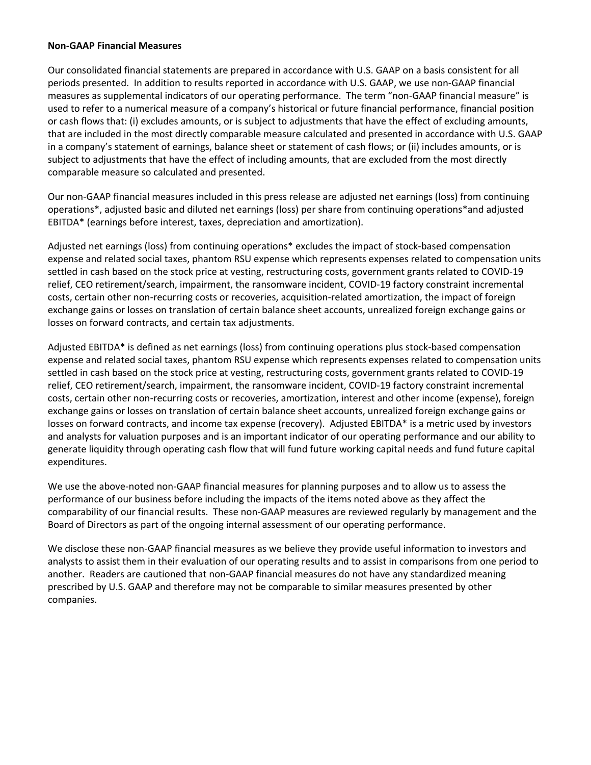**Non-GAAP Financial Measures**

Our consolidated financial statements are prepared in accordance with U.S. GAAP on a basis consistent for all periods presented. In addition to results reported in accordance with U.S. GAAP, we use non-GAAP financial measures as supplemental indicators of our operating performance. The term "non-GAAP financial measure" is used to refer to a numerical measure of a company's historical or future financial performance, financial position or cash flows that: (i) excludes amounts, or is subject to adjustments that have the effect of excluding amounts, that are included in the most directly comparable measure calculated and presented in accordance with U.S. GAAP in a company's statement of earnings, balance sheet or statement of cash flows; or (ii) includes amounts, or is subject to adjustments that have the effect of including amounts, that are excluded from the most directly comparable measure so calculated and presented.

Our non-GAAP financial measures included in this press release are adjusted net earnings (loss) from continuing operations*, adjusted basic and diluted net earnings (loss) per share from continuing operations*and adjusted EBITDA* (earnings before interest, taxes, depreciation and amortization).

Adjusted net earnings (loss) from continuing operations* excludes the impact of stock-based compensation expense and related social taxes, phantom RSU expense which represents expenses related to compensation units settled in cash based on the stock price at vesting, restructuring costs, government grants related to COVID-19 relief, CEO retirement/search, impairment, the ransomware incident, COVID-19 factory constraint incremental costs, certain other non-recurring costs or recoveries, acquisition-related amortization, the impact of foreign exchange gains or losses on translation of certain balance sheet accounts, unrealized foreign exchange gains or losses on forward contracts, and certain tax adjustments.

Adjusted EBITDA* is defined as net earnings (loss) from continuing operations plus stock-based compensation expense and related social taxes, phantom RSU expense which represents expenses related to compensation units settled in cash based on the stock price at vesting, restructuring costs, government grants related to COVID-19 relief, CEO retirement/search, impairment, the ransomware incident, COVID-19 factory constraint incremental costs, certain other non-recurring costs or recoveries, amortization, interest and other income (expense), foreign exchange gains or losses on translation of certain balance sheet accounts, unrealized foreign exchange gains or losses on forward contracts, and income tax expense (recovery). Adjusted EBITDA* is a metric used by investors and analysts for valuation purposes and is an important indicator of our operating performance and our ability to generate liquidity through operating cash flow that will fund future working capital needs and fund future capital expenditures.

We use the above-noted non-GAAP financial measures for planning purposes and to allow us to assess the performance of our business before including the impacts of the items noted above as they affect the comparability of our financial results. These non-GAAP measures are reviewed regularly by management and the Board of Directors as part of the ongoing internal assessment of our operating performance.

We disclose these non-GAAP financial measures as we believe they provide useful information to investors and analysts to assist them in their evaluation of our operating results and to assist in comparisons from one period to another. Readers are cautioned that non-GAAP financial measures do not have any standardized meaning prescribed by U.S. GAAP and therefore may not be comparable to similar measures presented by other companies.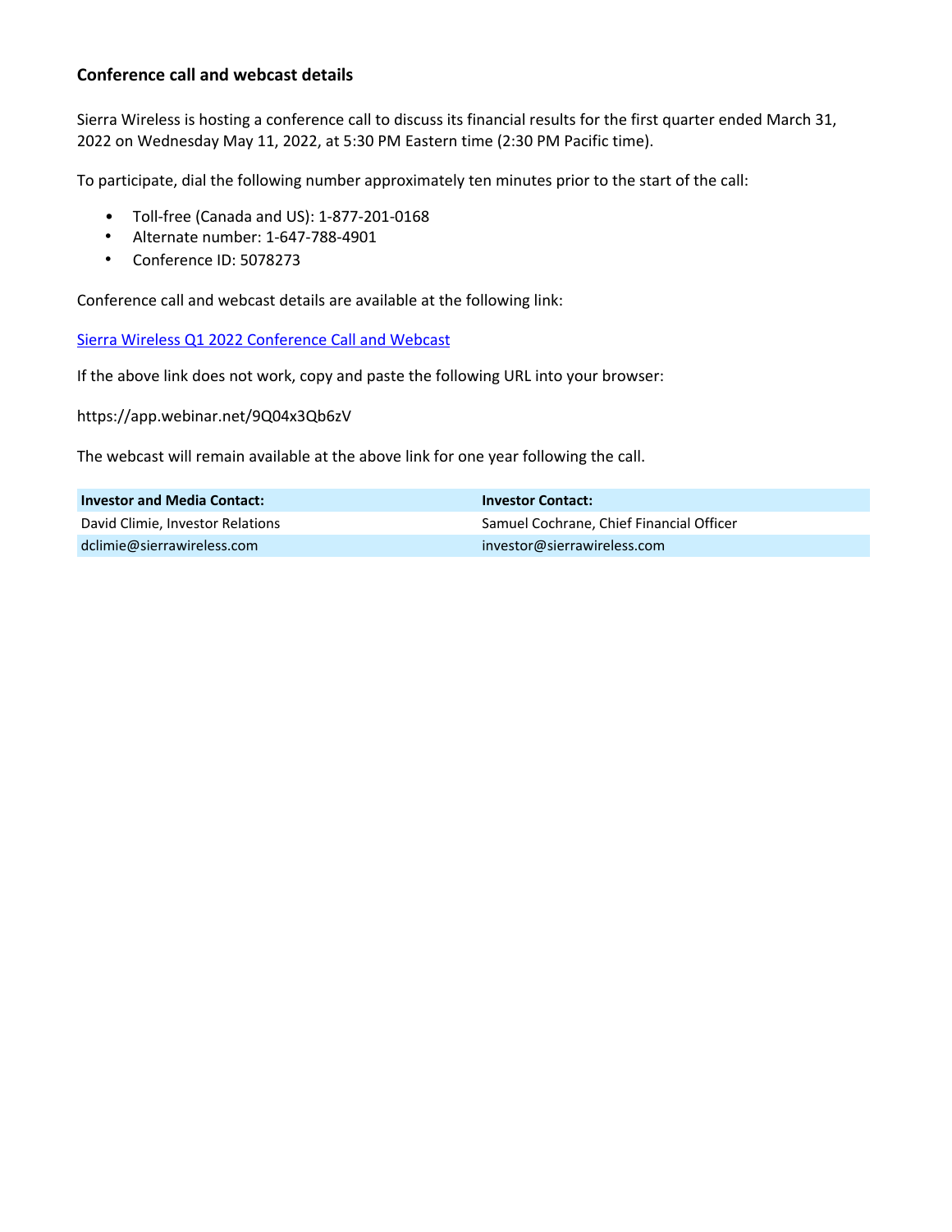### Conference call and webcast details

Sierra Wireless is hosting a conference call to discuss its financial results for the first quarter ended March 31, 2022 on Wednesday May 11, 2022, at 5:30 PM Eastern time (2:30 PM Pacific time).

To participate, dial the following number approximately ten minutes prior to the start of the call:

- Toll-free (Canada and US): 1-877-201-0168
- Alternate number: 1-647-788-4901
- Conference ID: 5078273

Conference call and webcast details are available at the following link:

Sierra Wireless Q1 2022 Conference Call and Webcast

If the above link does not work, copy and paste the following URL into your browser:

https://app.webinar.net/9Q04x3Qb6zV

The webcast will remain available at the above link for one year following the call.

| Investor and Media Contact: | Investor Contact: |
|---|---|
| David Climie, Investor Relations | Samuel Cochrane, Chief Financial Officer |
| dclimie@sierrawireless.com | investor@sierrawireless.com |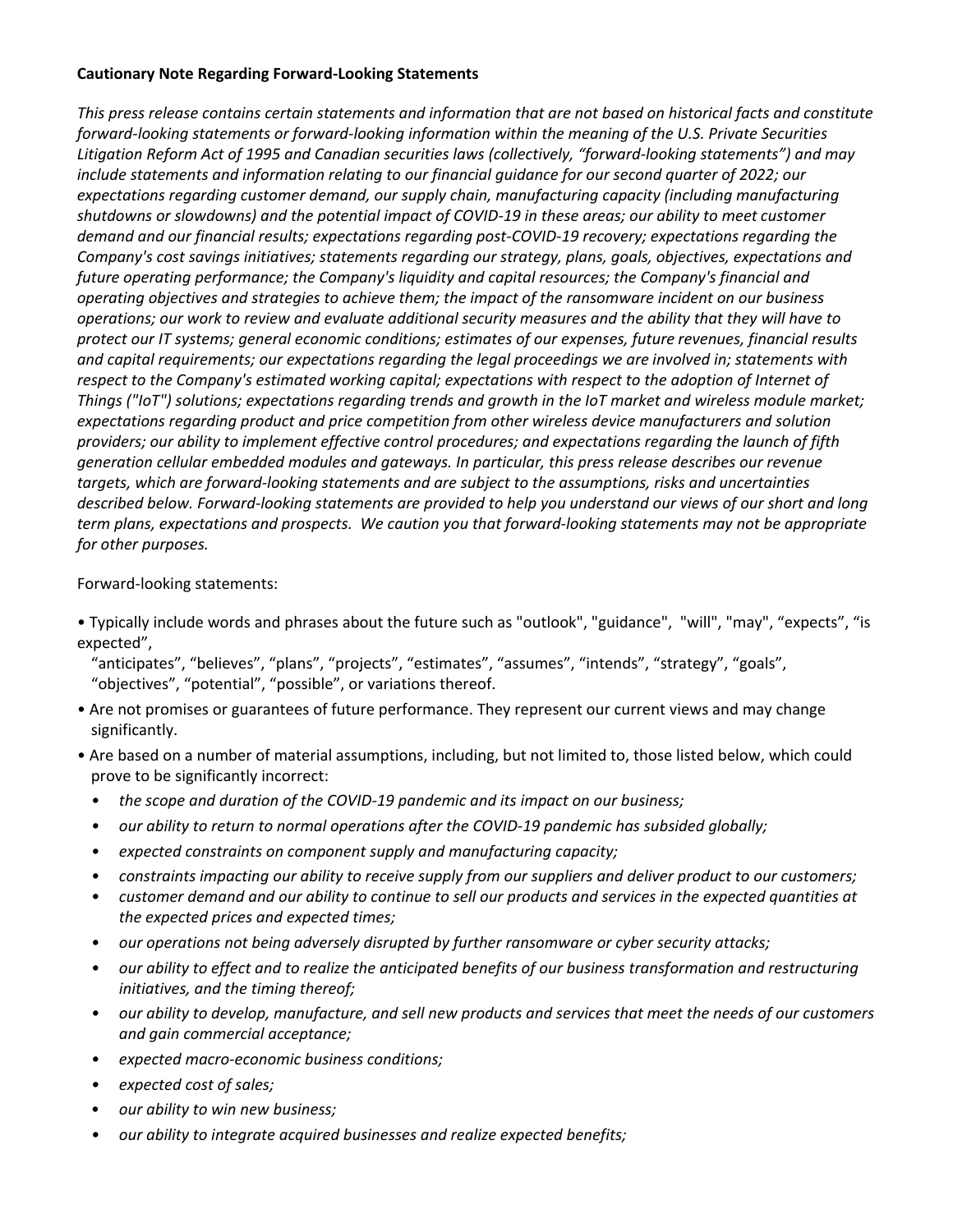**Cautionary Note Regarding Forward-Looking Statements**

*This press release contains certain statements and information that are not based on historical facts and constitute forward-looking statements or forward-looking information within the meaning of the U.S. Private Securities Litigation Reform Act of 1995 and Canadian securities laws (collectively, "forward-looking statements") and may include statements and information relating to our financial guidance for our second quarter of 2022; our expectations regarding customer demand, our supply chain, manufacturing capacity (including manufacturing shutdowns or slowdowns) and the potential impact of COVID-19 in these areas; our ability to meet customer demand and our financial results; expectations regarding post-COVID-19 recovery; expectations regarding the Company's cost savings initiatives; statements regarding our strategy, plans, goals, objectives, expectations and future operating performance; the Company's liquidity and capital resources; the Company's financial and operating objectives and strategies to achieve them; the impact of the ransomware incident on our business operations; our work to review and evaluate additional security measures and the ability that they will have to protect our IT systems; general economic conditions; estimates of our expenses, future revenues, financial results and capital requirements; our expectations regarding the legal proceedings we are involved in; statements with respect to the Company's estimated working capital; expectations with respect to the adoption of Internet of Things ("IoT") solutions; expectations regarding trends and growth in the IoT market and wireless module market; expectations regarding product and price competition from other wireless device manufacturers and solution providers; our ability to implement effective control procedures; and expectations regarding the launch of fifth generation cellular embedded modules and gateways. In particular, this press release describes our revenue targets, which are forward-looking statements and are subject to the assumptions, risks and uncertainties described below. Forward-looking statements are provided to help you understand our views of our short and long term plans, expectations and prospects. We caution you that forward-looking statements may not be appropriate for other purposes.*

Forward-looking statements:

- Typically include words and phrases about the future such as "outlook", "guidance", "will", "may", "expects", "is expected", "anticipates", "believes", "plans", "projects", "estimates", "assumes", "intends", "strategy", "goals", "objectives", "potential", "possible", or variations thereof.
- Are not promises or guarantees of future performance. They represent our current views and may change significantly.
- Are based on a number of material assumptions, including, but not limited to, those listed below, which could prove to be significantly incorrect:
  - *the scope and duration of the COVID-19 pandemic and its impact on our business;*
  - *our ability to return to normal operations after the COVID-19 pandemic has subsided globally;*
  - *expected constraints on component supply and manufacturing capacity;*
  - *constraints impacting our ability to receive supply from our suppliers and deliver product to our customers;*
  - *customer demand and our ability to continue to sell our products and services in the expected quantities at the expected prices and expected times;*
  - *our operations not being adversely disrupted by further ransomware or cyber security attacks;*
  - *our ability to effect and to realize the anticipated benefits of our business transformation and restructuring initiatives, and the timing thereof;*
  - *our ability to develop, manufacture, and sell new products and services that meet the needs of our customers and gain commercial acceptance;*
  - *expected macro-economic business conditions;*
  - *expected cost of sales;*
  - *our ability to win new business;*
  - *our ability to integrate acquired businesses and realize expected benefits;*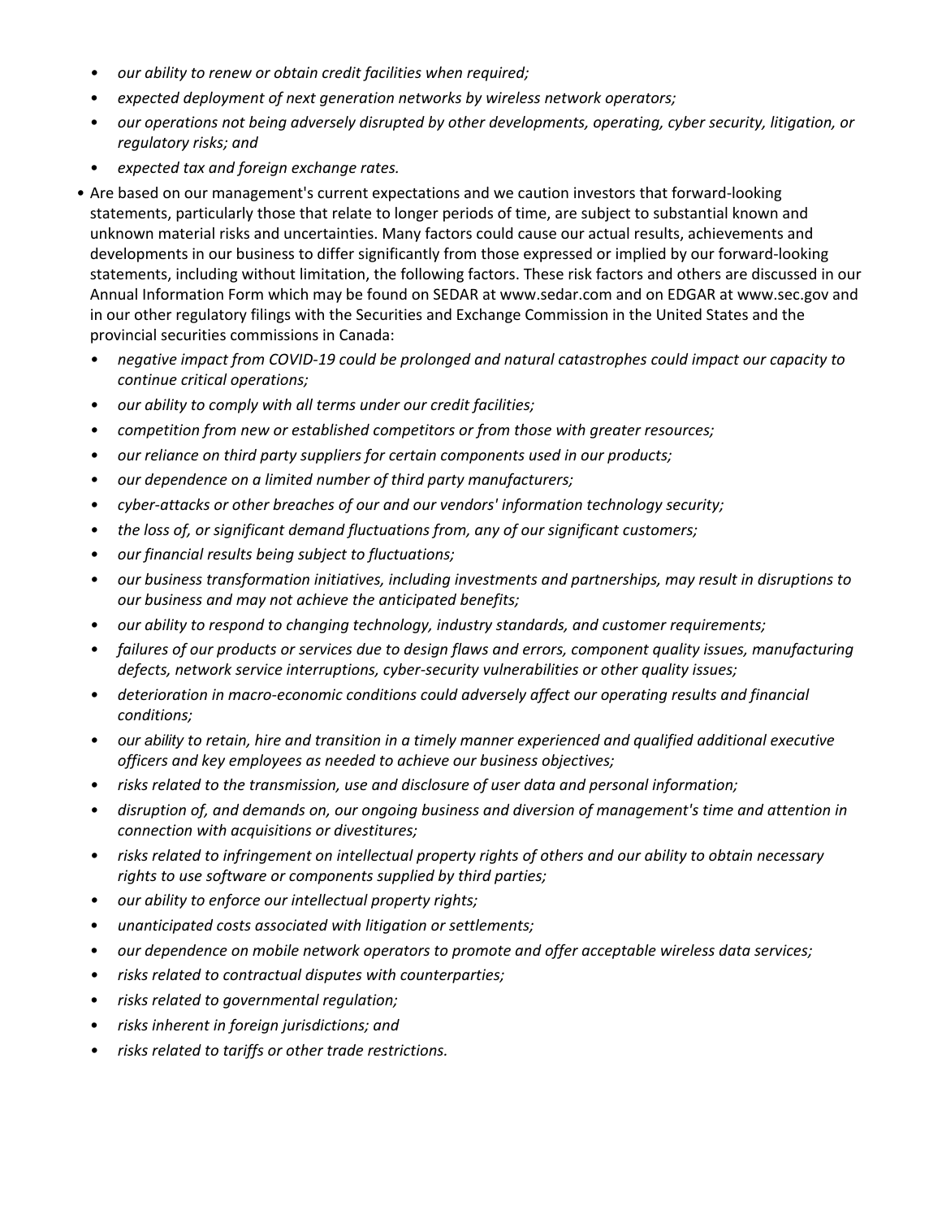- *our ability to renew or obtain credit facilities when required;*
- *expected deployment of next generation networks by wireless network operators;*
- *our operations not being adversely disrupted by other developments, operating, cyber security, litigation, or regulatory risks; and*
- *expected tax and foreign exchange rates.*

- Are based on our management's current expectations and we caution investors that forward-looking statements, particularly those that relate to longer periods of time, are subject to substantial known and unknown material risks and uncertainties. Many factors could cause our actual results, achievements and developments in our business to differ significantly from those expressed or implied by our forward-looking statements, including without limitation, the following factors. These risk factors and others are discussed in our Annual Information Form which may be found on SEDAR at www.sedar.com and on EDGAR at www.sec.gov and in our other regulatory filings with the Securities and Exchange Commission in the United States and the provincial securities commissions in Canada:
  - *negative impact from COVID-19 could be prolonged and natural catastrophes could impact our capacity to continue critical operations;*
  - *our ability to comply with all terms under our credit facilities;*
  - *competition from new or established competitors or from those with greater resources;*
  - *our reliance on third party suppliers for certain components used in our products;*
  - *our dependence on a limited number of third party manufacturers;*
  - *cyber-attacks or other breaches of our and our vendors' information technology security;*
  - *the loss of, or significant demand fluctuations from, any of our significant customers;*
  - *our financial results being subject to fluctuations;*
  - *our business transformation initiatives, including investments and partnerships, may result in disruptions to our business and may not achieve the anticipated benefits;*
  - *our ability to respond to changing technology, industry standards, and customer requirements;*
  - *failures of our products or services due to design flaws and errors, component quality issues, manufacturing defects, network service interruptions, cyber-security vulnerabilities or other quality issues;*
  - *deterioration in macro-economic conditions could adversely affect our operating results and financial conditions;*
  - *our ability to retain, hire and transition in a timely manner experienced and qualified additional executive officers and key employees as needed to achieve our business objectives;*
  - *risks related to the transmission, use and disclosure of user data and personal information;*
  - *disruption of, and demands on, our ongoing business and diversion of management's time and attention in connection with acquisitions or divestitures;*
  - *risks related to infringement on intellectual property rights of others and our ability to obtain necessary rights to use software or components supplied by third parties;*
  - *our ability to enforce our intellectual property rights;*
  - *unanticipated costs associated with litigation or settlements;*
  - *our dependence on mobile network operators to promote and offer acceptable wireless data services;*
  - *risks related to contractual disputes with counterparties;*
  - *risks related to governmental regulation;*
  - *risks inherent in foreign jurisdictions; and*
  - *risks related to tariffs or other trade restrictions.*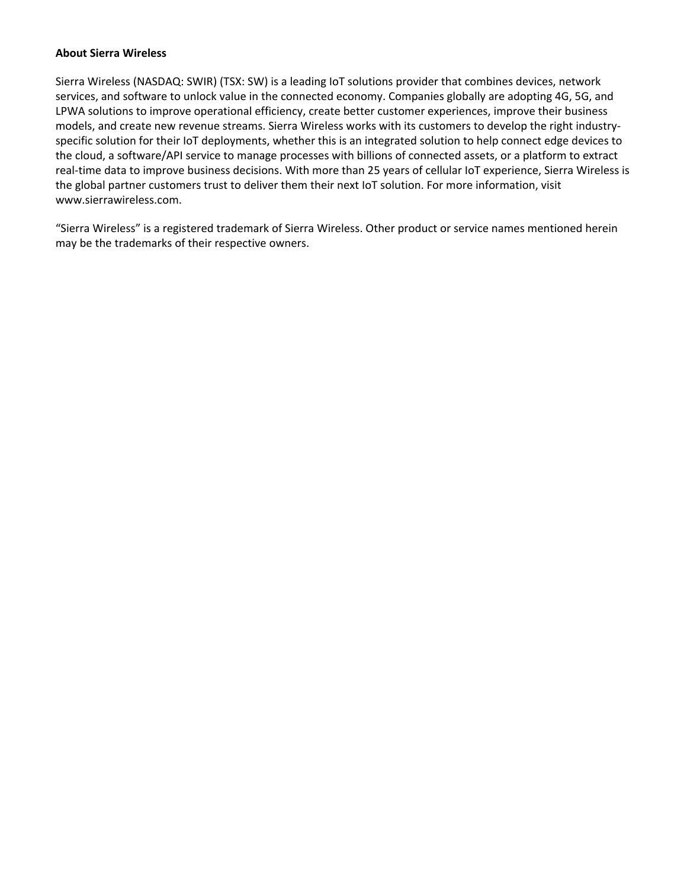**About Sierra Wireless**

Sierra Wireless (NASDAQ: SWIR) (TSX: SW) is a leading IoT solutions provider that combines devices, network services, and software to unlock value in the connected economy. Companies globally are adopting 4G, 5G, and LPWA solutions to improve operational efficiency, create better customer experiences, improve their business models, and create new revenue streams. Sierra Wireless works with its customers to develop the right industry-specific solution for their IoT deployments, whether this is an integrated solution to help connect edge devices to the cloud, a software/API service to manage processes with billions of connected assets, or a platform to extract real-time data to improve business decisions. With more than 25 years of cellular IoT experience, Sierra Wireless is the global partner customers trust to deliver them their next IoT solution. For more information, visit www.sierrawireless.com.

“Sierra Wireless” is a registered trademark of Sierra Wireless. Other product or service names mentioned herein may be the trademarks of their respective owners.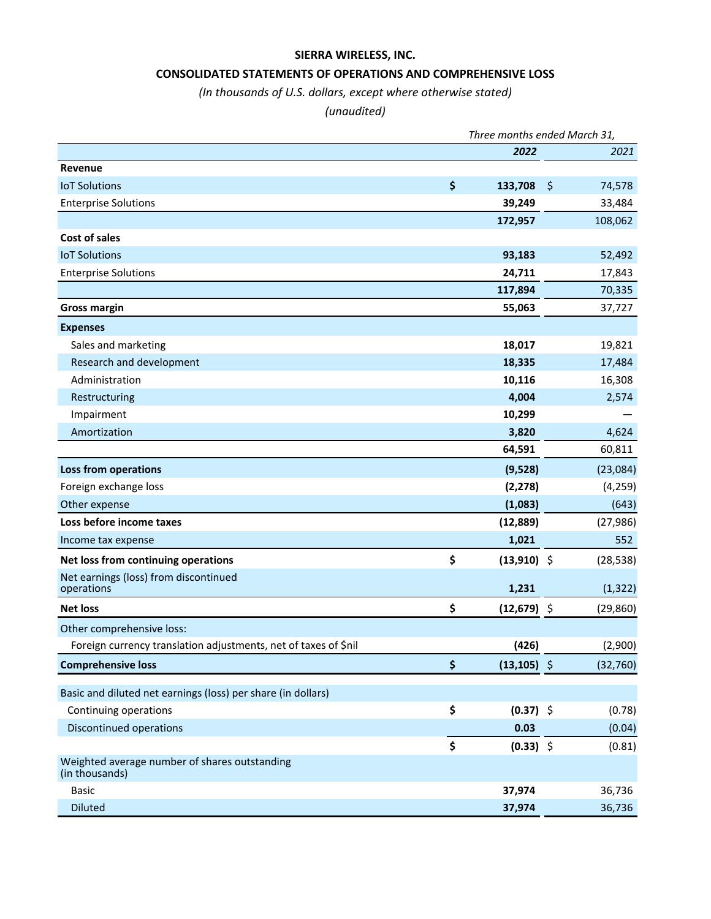**SIERRA WIRELESS, INC.**

**CONSOLIDATED STATEMENTS OF OPERATIONS AND COMPREHENSIVE LOSS**

*(In thousands of U.S. dollars, except where otherwise stated)*

*(unaudited)*

| | Three months ended March 31, | |
|---|---|---|
| | ***2022*** | *2021* |
| **Revenue** | | |
| IoT Solutions | **$ 133,708** | $ 74,578 |
| Enterprise Solutions | **39,249** | 33,484 |
| | **172,957** | 108,062 |
| **Cost of sales** | | |
| IoT Solutions | **93,183** | 52,492 |
| Enterprise Solutions | **24,711** | 17,843 |
| | **117,894** | 70,335 |
| **Gross margin** | **55,063** | 37,727 |
| **Expenses** | | |
| Sales and marketing | **18,017** | 19,821 |
| Research and development | **18,335** | 17,484 |
| Administration | **10,116** | 16,308 |
| Restructuring | **4,004** | 2,574 |
| Impairment | **10,299** | — |
| Amortization | **3,820** | 4,624 |
| | **64,591** | 60,811 |
| **Loss from operations** | **(9,528)** | (23,084) |
| Foreign exchange loss | **(2,278)** | (4,259) |
| Other expense | **(1,083)** | (643) |
| **Loss before income taxes** | **(12,889)** | (27,986) |
| Income tax expense | **1,021** | 552 |
| **Net loss from continuing operations** | **$ (13,910)** | $ (28,538) |
| Net earnings (loss) from discontinued operations | **1,231** | (1,322) |
| **Net loss** | **$ (12,679)** | $ (29,860) |
| Other comprehensive loss: | | |
| Foreign currency translation adjustments, net of taxes of $nil | **(426)** | (2,900) |
| **Comprehensive loss** | **$ (13,105)** | $ (32,760) |
| | | |
| Basic and diluted net earnings (loss) per share (in dollars) | | |
| Continuing operations | **$ (0.37)** | $ (0.78) |
| Discontinued operations | **0.03** | (0.04) |
| | **$ (0.33)** | $ (0.81) |
| Weighted average number of shares outstanding (in thousands) | | |
| Basic | **37,974** | 36,736 |
| Diluted | **37,974** | 36,736 |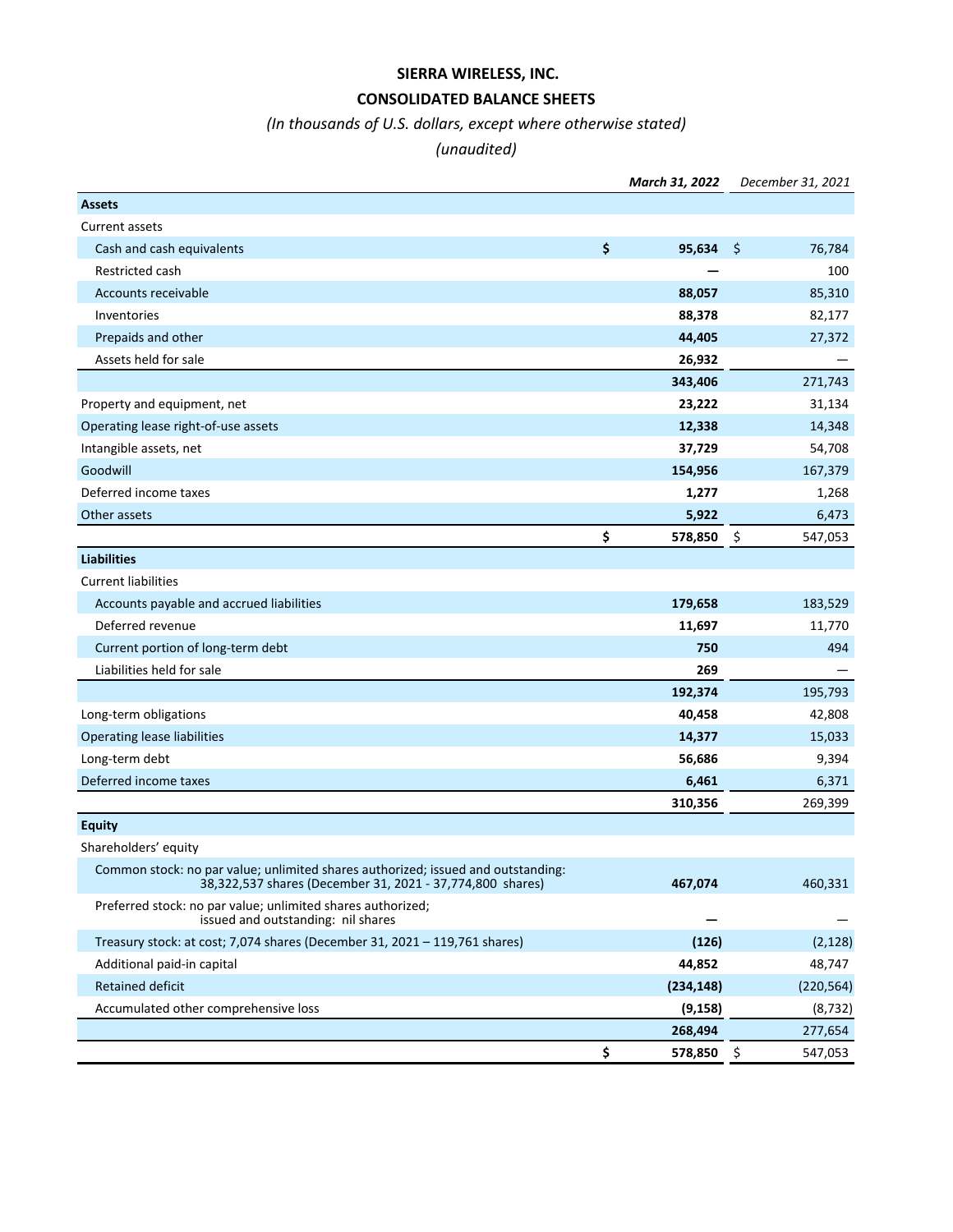# SIERRA WIRELESS, INC.

## CONSOLIDATED BALANCE SHEETS

*(In thousands of U.S. dollars, except where otherwise stated)*

*(unaudited)*

| | *March 31, 2022* | *December 31, 2021* |
|---|---|---|
| **Assets** | | |
| Current assets | | |
| Cash and cash equivalents | **$ 95,634** | $ 76,784 |
| Restricted cash | **—** | 100 |
| Accounts receivable | **88,057** | 85,310 |
| Inventories | **88,378** | 82,177 |
| Prepaids and other | **44,405** | 27,372 |
| Assets held for sale | **26,932** | — |
| | **343,406** | 271,743 |
| Property and equipment, net | **23,222** | 31,134 |
| Operating lease right-of-use assets | **12,338** | 14,348 |
| Intangible assets, net | **37,729** | 54,708 |
| Goodwill | **154,956** | 167,379 |
| Deferred income taxes | **1,277** | 1,268 |
| Other assets | **5,922** | 6,473 |
| | **$ 578,850** | $ 547,053 |
| **Liabilities** | | |
| Current liabilities | | |
| Accounts payable and accrued liabilities | **179,658** | 183,529 |
| Deferred revenue | **11,697** | 11,770 |
| Current portion of long-term debt | **750** | 494 |
| Liabilities held for sale | **269** | — |
| | **192,374** | 195,793 |
| Long-term obligations | **40,458** | 42,808 |
| Operating lease liabilities | **14,377** | 15,033 |
| Long-term debt | **56,686** | 9,394 |
| Deferred income taxes | **6,461** | 6,371 |
| | **310,356** | 269,399 |
| **Equity** | | |
| Shareholders' equity | | |
| Common stock: no par value; unlimited shares authorized; issued and outstanding: 38,322,537 shares (December 31, 2021 - 37,774,800 shares) | **467,074** | 460,331 |
| Preferred stock: no par value; unlimited shares authorized; issued and outstanding: nil shares | **—** | — |
| Treasury stock: at cost; 7,074 shares (December 31, 2021 – 119,761 shares) | **(126)** | (2,128) |
| Additional paid-in capital | **44,852** | 48,747 |
| Retained deficit | **(234,148)** | (220,564) |
| Accumulated other comprehensive loss | **(9,158)** | (8,732) |
| | **268,494** | 277,654 |
| | **$ 578,850** | $ 547,053 |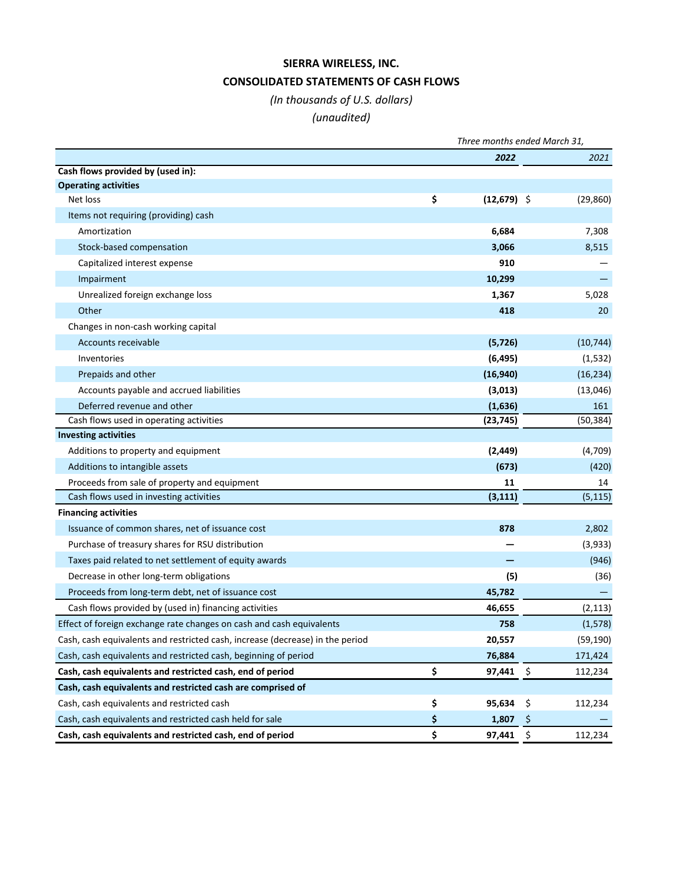# SIERRA WIRELESS, INC.

## CONSOLIDATED STATEMENTS OF CASH FLOWS

*(In thousands of U.S. dollars)*

*(unaudited)*

| | Three months ended March 31, | |
|---|---|---|
| | ***2022*** | *2021* |
| **Cash flows provided by (used in):** | | |
| **Operating activities** | | |
| Net loss | **$ (12,679)** | $ (29,860) |
| Items not requiring (providing) cash | | |
| Amortization | **6,684** | 7,308 |
| Stock-based compensation | **3,066** | 8,515 |
| Capitalized interest expense | **910** | — |
| Impairment | **10,299** | — |
| Unrealized foreign exchange loss | **1,367** | 5,028 |
| Other | **418** | 20 |
| Changes in non-cash working capital | | |
| Accounts receivable | **(5,726)** | (10,744) |
| Inventories | **(6,495)** | (1,532) |
| Prepaids and other | **(16,940)** | (16,234) |
| Accounts payable and accrued liabilities | **(3,013)** | (13,046) |
| Deferred revenue and other | **(1,636)** | 161 |
| Cash flows used in operating activities | **(23,745)** | (50,384) |
| **Investing activities** | | |
| Additions to property and equipment | **(2,449)** | (4,709) |
| Additions to intangible assets | **(673)** | (420) |
| Proceeds from sale of property and equipment | **11** | 14 |
| Cash flows used in investing activities | **(3,111)** | (5,115) |
| **Financing activities** | | |
| Issuance of common shares, net of issuance cost | **878** | 2,802 |
| Purchase of treasury shares for RSU distribution | **—** | (3,933) |
| Taxes paid related to net settlement of equity awards | **—** | (946) |
| Decrease in other long-term obligations | **(5)** | (36) |
| Proceeds from long-term debt, net of issuance cost | **45,782** | — |
| Cash flows provided by (used in) financing activities | **46,655** | (2,113) |
| Effect of foreign exchange rate changes on cash and cash equivalents | **758** | (1,578) |
| Cash, cash equivalents and restricted cash, increase (decrease) in the period | **20,557** | (59,190) |
| Cash, cash equivalents and restricted cash, beginning of period | **76,884** | 171,424 |
| **Cash, cash equivalents and restricted cash, end of period** | **$ 97,441** | $ 112,234 |
| **Cash, cash equivalents and restricted cash are comprised of** | | |
| Cash, cash equivalents and restricted cash | **$ 95,634** | $ 112,234 |
| Cash, cash equivalents and restricted cash held for sale | **$ 1,807** | $ — |
| **Cash, cash equivalents and restricted cash, end of period** | **$ 97,441** | $ 112,234 |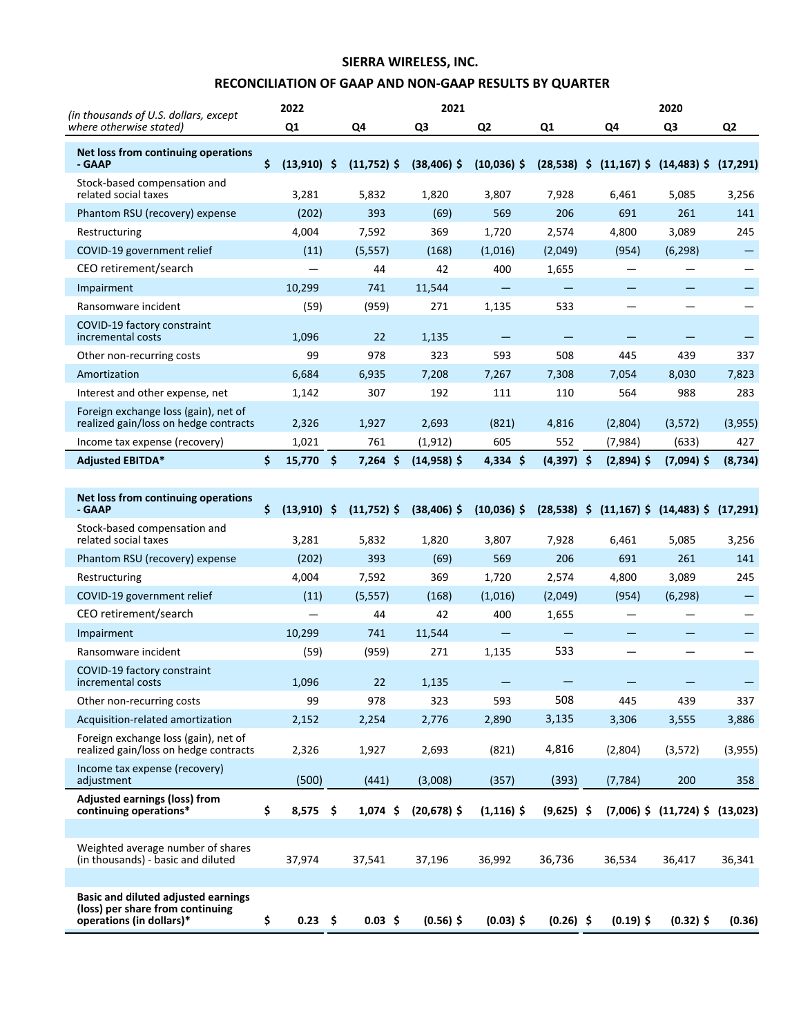**SIERRA WIRELESS, INC.**

**RECONCILIATION OF GAAP AND NON-GAAP RESULTS BY QUARTER**

| *(in thousands of U.S. dollars, except where otherwise stated)* | 2022 | 2021 | | | | 2020 | | |
|---|---|---|---|---|---|---|---|---|
| | Q1 | Q4 | Q3 | Q2 | Q1 | Q4 | Q3 | Q2 |
| **Net loss from continuing operations - GAAP** | **$ (13,910)** | **$ (11,752)** | **$ (38,406)** | **$ (10,036)** | **$ (28,538)** | **$ (11,167)** | **$ (14,483)** | **$ (17,291)** |
| Stock-based compensation and related social taxes | 3,281 | 5,832 | 1,820 | 3,807 | 7,928 | 6,461 | 5,085 | 3,256 |
| Phantom RSU (recovery) expense | (202) | 393 | (69) | 569 | 206 | 691 | 261 | 141 |
| Restructuring | 4,004 | 7,592 | 369 | 1,720 | 2,574 | 4,800 | 3,089 | 245 |
| COVID-19 government relief | (11) | (5,557) | (168) | (1,016) | (2,049) | (954) | (6,298) | — |
| CEO retirement/search | — | 44 | 42 | 400 | 1,655 | — | — | — |
| Impairment | 10,299 | 741 | 11,544 | — | — | — | — | — |
| Ransomware incident | (59) | (959) | 271 | 1,135 | 533 | — | — | — |
| COVID-19 factory constraint incremental costs | 1,096 | 22 | 1,135 | — | — | — | — | — |
| Other non-recurring costs | 99 | 978 | 323 | 593 | 508 | 445 | 439 | 337 |
| Amortization | 6,684 | 6,935 | 7,208 | 7,267 | 7,308 | 7,054 | 8,030 | 7,823 |
| Interest and other expense, net | 1,142 | 307 | 192 | 111 | 110 | 564 | 988 | 283 |
| Foreign exchange loss (gain), net of realized gain/loss on hedge contracts | 2,326 | 1,927 | 2,693 | (821) | 4,816 | (2,804) | (3,572) | (3,955) |
| Income tax expense (recovery) | 1,021 | 761 | (1,912) | 605 | 552 | (7,984) | (633) | 427 |
| **Adjusted EBITDA*** | **$ 15,770** | **$ 7,264** | **$ (14,958)** | **$ 4,334** | **$ (4,397)** | **$ (2,894)** | **$ (7,094)** | **$ (8,734)** |
| | | | | | | | | |
| **Net loss from continuing operations - GAAP** | **$ (13,910)** | **$ (11,752)** | **$ (38,406)** | **$ (10,036)** | **$ (28,538)** | **$ (11,167)** | **$ (14,483)** | **$ (17,291)** |
| Stock-based compensation and related social taxes | 3,281 | 5,832 | 1,820 | 3,807 | 7,928 | 6,461 | 5,085 | 3,256 |
| Phantom RSU (recovery) expense | (202) | 393 | (69) | 569 | 206 | 691 | 261 | 141 |
| Restructuring | 4,004 | 7,592 | 369 | 1,720 | 2,574 | 4,800 | 3,089 | 245 |
| COVID-19 government relief | (11) | (5,557) | (168) | (1,016) | (2,049) | (954) | (6,298) | — |
| CEO retirement/search | — | 44 | 42 | 400 | 1,655 | — | — | — |
| Impairment | 10,299 | 741 | 11,544 | — | — | — | — | — |
| Ransomware incident | (59) | (959) | 271 | 1,135 | 533 | — | — | — |
| COVID-19 factory constraint incremental costs | 1,096 | 22 | 1,135 | — | — | — | — | — |
| Other non-recurring costs | 99 | 978 | 323 | 593 | 508 | 445 | 439 | 337 |
| Acquisition-related amortization | 2,152 | 2,254 | 2,776 | 2,890 | 3,135 | 3,306 | 3,555 | 3,886 |
| Foreign exchange loss (gain), net of realized gain/loss on hedge contracts | 2,326 | 1,927 | 2,693 | (821) | 4,816 | (2,804) | (3,572) | (3,955) |
| Income tax expense (recovery) adjustment | (500) | (441) | (3,008) | (357) | (393) | (7,784) | 200 | 358 |
| **Adjusted earnings (loss) from continuing operations*** | **$ 8,575** | **$ 1,074** | **$ (20,678)** | **$ (1,116)** | **$ (9,625)** | **$ (7,006)** | **$ (11,724)** | **$ (13,023)** |
| | | | | | | | | |
| Weighted average number of shares (in thousands) - basic and diluted | 37,974 | 37,541 | 37,196 | 36,992 | 36,736 | 36,534 | 36,417 | 36,341 |
| | | | | | | | | |
| **Basic and diluted adjusted earnings (loss) per share from continuing operations (in dollars)*** | **$ 0.23** | **$ 0.03** | **$ (0.56)** | **$ (0.03)** | **$ (0.26)** | **$ (0.19)** | **$ (0.32)** | **$ (0.36)** |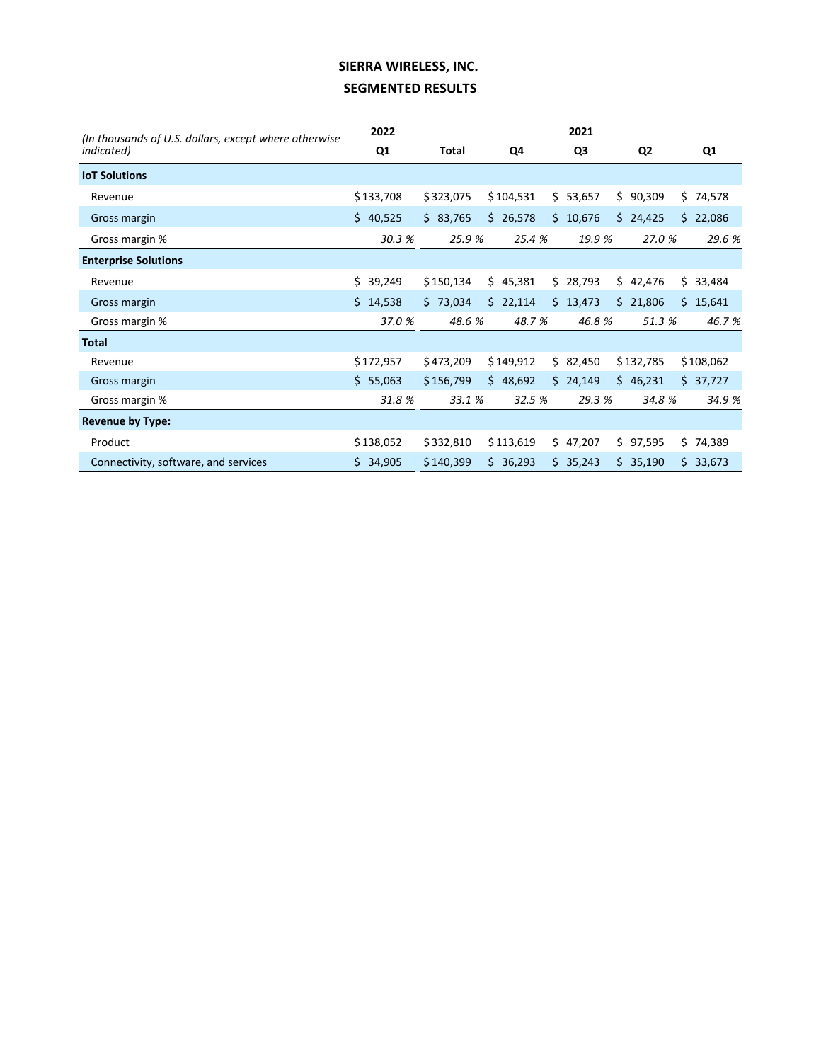# SIERRA WIRELESS, INC.

## SEGMENTED RESULTS

| *(In thousands of U.S. dollars, except where otherwise indicated)* | 2022 | 2021 | | | | |
|---|---|---|---|---|---|---|
| | Q1 | Total | Q4 | Q3 | Q2 | Q1 |
| **IoT Solutions** | | | | | | |
| Revenue | $ 133,708 | $ 323,075 | $ 104,531 | $ 53,657 | $ 90,309 | $ 74,578 |
| Gross margin | $ 40,525 | $ 83,765 | $ 26,578 | $ 10,676 | $ 24,425 | $ 22,086 |
| Gross margin % | *30.3 %* | *25.9 %* | *25.4 %* | *19.9 %* | *27.0 %* | *29.6 %* |
| **Enterprise Solutions** | | | | | | |
| Revenue | $ 39,249 | $ 150,134 | $ 45,381 | $ 28,793 | $ 42,476 | $ 33,484 |
| Gross margin | $ 14,538 | $ 73,034 | $ 22,114 | $ 13,473 | $ 21,806 | $ 15,641 |
| Gross margin % | *37.0 %* | *48.6 %* | *48.7 %* | *46.8 %* | *51.3 %* | *46.7 %* |
| **Total** | | | | | | |
| Revenue | $ 172,957 | $ 473,209 | $ 149,912 | $ 82,450 | $ 132,785 | $ 108,062 |
| Gross margin | $ 55,063 | $ 156,799 | $ 48,692 | $ 24,149 | $ 46,231 | $ 37,727 |
| Gross margin % | *31.8 %* | *33.1 %* | *32.5 %* | *29.3 %* | *34.8 %* | *34.9 %* |
| **Revenue by Type:** | | | | | | |
| Product | $ 138,052 | $ 332,810 | $ 113,619 | $ 47,207 | $ 97,595 | $ 74,389 |
| Connectivity, software, and services | $ 34,905 | $ 140,399 | $ 36,293 | $ 35,243 | $ 35,190 | $ 33,673 |